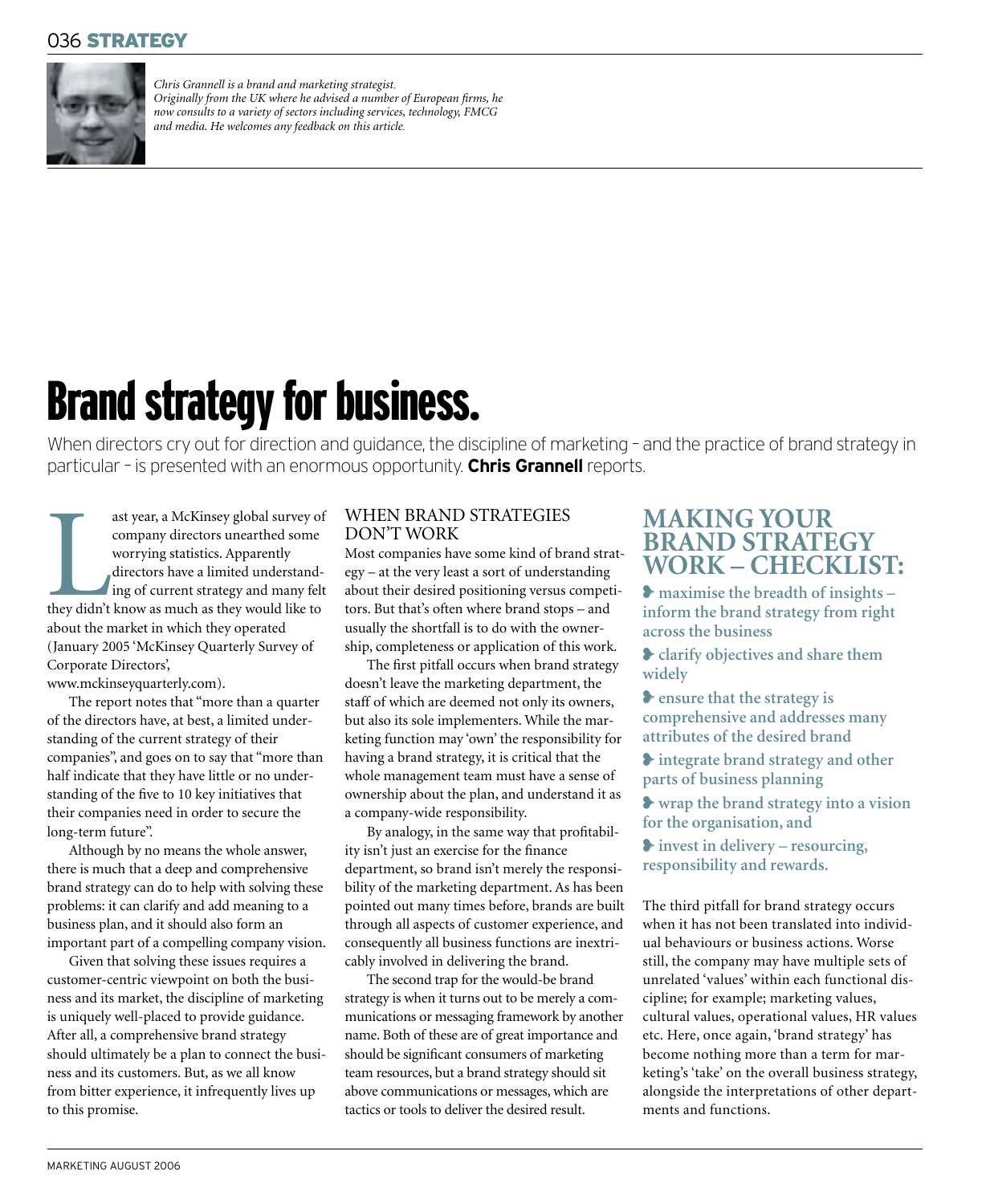*Chris Grannell is a brand and marketing strategist. Originally from the UK where he advised a number of European firms, he now consults to a variety of sectors including services, technology, FMCG and media. He welcomes any feedback on this article.*

# Brand strategy for business.

When directors cry out for direction and guidance, the discipline of marketing – and the practice of brand strategy in particular – is presented with an enormous opportunity. **Chris Grannell** reports.

Last year, a McKinsey global survey of company directors unearthed some worrying statistics. Apparently directors have a limited understanding of current strategy and many felt they didn't know as much as they would like to about the market in which they operated (January 2005 'McKinsey Quarterly Survey of Corporate Directors', www.mckinseyquarterly.com).

The report notes that "more than a quarter of the directors have, at best, a limited understanding of the current strategy of their companies", and goes on to say that "more than half indicate that they have little or no understanding of the five to 10 key initiatives that their companies need in order to secure the long-term future".

Although by no means the whole answer, there is much that a deep and comprehensive brand strategy can do to help with solving these problems: it can clarify and add meaning to a business plan, and it should also form an important part of a compelling company vision.

Given that solving these issues requires a customer-centric viewpoint on both the business and its market, the discipline of marketing is uniquely well-placed to provide guidance. After all, a comprehensive brand strategy should ultimately be a plan to connect the business and its customers. But, as we all know from bitter experience, it infrequently lives up to this promise.

## WHEN BRAND STRATEGIES DON'T WORK

Most companies have some kind of brand strategy – at the very least a sort of understanding about their desired positioning versus competitors. But that's often where brand stops – and usually the shortfall is to do with the ownership, completeness or application of this work.

The first pitfall occurs when brand strategy doesn't leave the marketing department, the staff of which are deemed not only its owners, but also its sole implementers. While the marketing function may 'own' the responsibility for having a brand strategy, it is critical that the whole management team must have a sense of ownership about the plan, and understand it as a company-wide responsibility.

By analogy, in the same way that profitability isn't just an exercise for the finance department, so brand isn't merely the responsibility of the marketing department. As has been pointed out many times before, brands are built through all aspects of customer experience, and consequently all business functions are inextricably involved in delivering the brand.

The second trap for the would-be brand strategy is when it turns out to be merely a communications or messaging framework by another name. Both of these are of great importance and should be significant consumers of marketing team resources, but a brand strategy should sit above communications or messages, which are tactics or tools to deliver the desired result.

## MAKING YOUR BRAND STRATEGY WORK – CHECKLIST:

- **maximise the breadth of insights – inform the brand strategy from right across the business**
- **clarify objectives and share them widely**
- **ensure that the strategy is comprehensive and addresses many attributes of the desired brand**
- **integrate brand strategy and other parts of business planning**
- **wrap the brand strategy into a vision for the organisation, and**
- **invest in delivery – resourcing, responsibility and rewards.**

The third pitfall for brand strategy occurs when it has not been translated into individual behaviours or business actions. Worse still, the company may have multiple sets of unrelated 'values' within each functional discipline; for example; marketing values, cultural values, operational values, HR values etc. Here, once again, 'brand strategy' has become nothing more than a term for marketing's 'take' on the overall business strategy, alongside the interpretations of other departments and functions.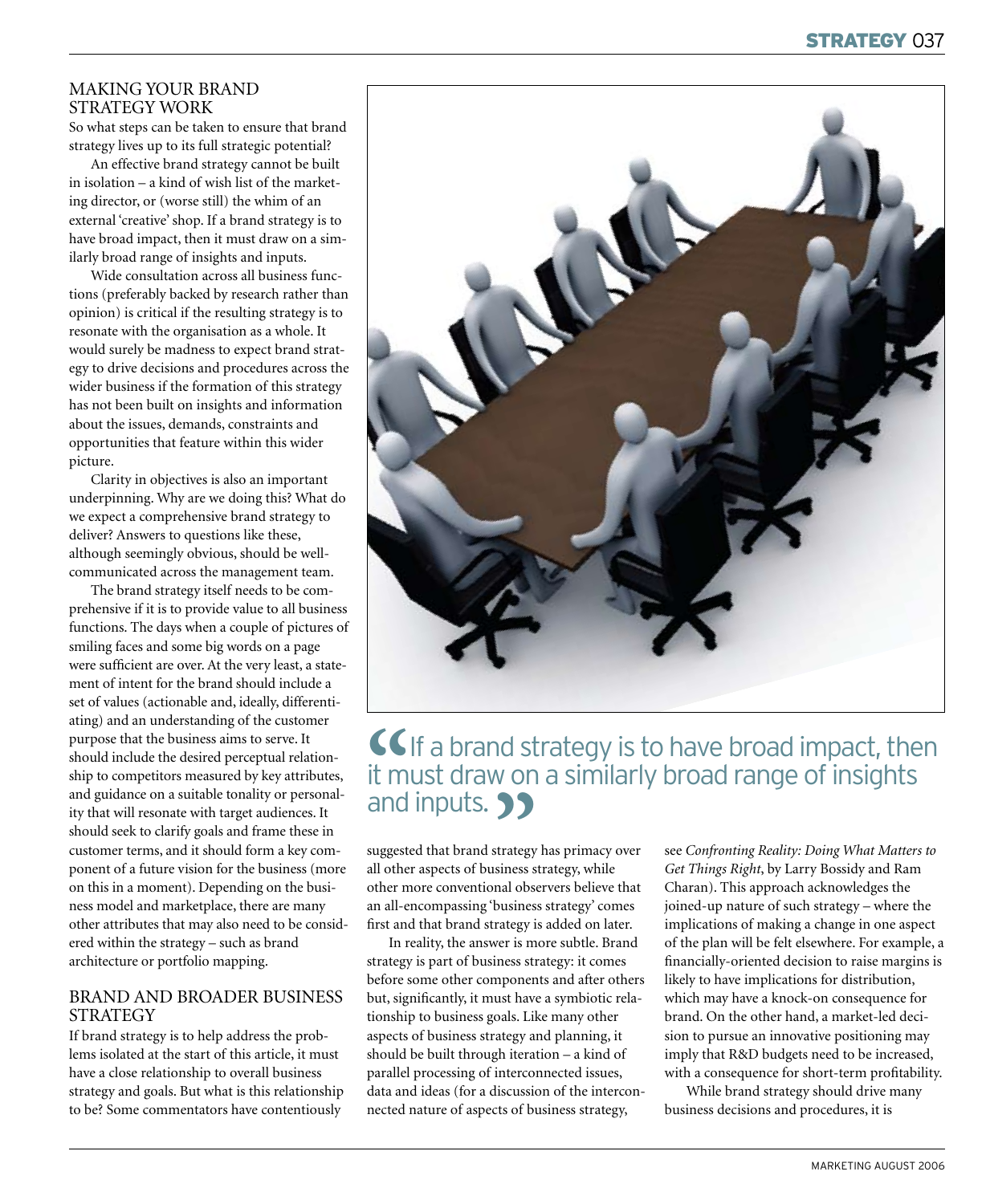## MAKING YOUR BRAND STRATEGY WORK

So what steps can be taken to ensure that brand strategy lives up to its full strategic potential?

An effective brand strategy cannot be built in isolation – a kind of wish list of the marketing director, or (worse still) the whim of an external 'creative' shop. If a brand strategy is to have broad impact, then it must draw on a similarly broad range of insights and inputs.

Wide consultation across all business functions (preferably backed by research rather than opinion) is critical if the resulting strategy is to resonate with the organisation as a whole. It would surely be madness to expect brand strategy to drive decisions and procedures across the wider business if the formation of this strategy has not been built on insights and information about the issues, demands, constraints and opportunities that feature within this wider picture.

Clarity in objectives is also an important underpinning. Why are we doing this? What do we expect a comprehensive brand strategy to deliver? Answers to questions like these, although seemingly obvious, should be well-communicated across the management team.

The brand strategy itself needs to be comprehensive if it is to provide value to all business functions. The days when a couple of pictures of smiling faces and some big words on a page were sufficient are over. At the very least, a statement of intent for the brand should include a set of values (actionable and, ideally, differentiating) and an understanding of the customer purpose that the business aims to serve. It should include the desired perceptual relationship to competitors measured by key attributes, and guidance on a suitable tonality or personality that will resonate with target audiences. It should seek to clarify goals and frame these in customer terms, and it should form a key component of a future vision for the business (more on this in a moment). Depending on the business model and marketplace, there are many other attributes that may also need to be considered within the strategy – such as brand architecture or portfolio mapping.

## BRAND AND BROADER BUSINESS STRATEGY

If brand strategy is to help address the problems isolated at the start of this article, it must have a close relationship to overall business strategy and goals. But what is this relationship to be? Some commentators have contentiously suggested that brand strategy has primacy over all other aspects of business strategy, while other more conventional observers believe that an all-encompassing 'business strategy' comes first and that brand strategy is added on later.

> "If a brand strategy is to have broad impact, then it must draw on a similarly broad range of insights and inputs."

In reality, the answer is more subtle. Brand strategy is part of business strategy: it comes before some other components and after others but, significantly, it must have a symbiotic relationship to business goals. Like many other aspects of business strategy and planning, it should be built through iteration – a kind of parallel processing of interconnected issues, data and ideas (for a discussion of the interconnected nature of aspects of business strategy, see *Confronting Reality: Doing What Matters to Get Things Right*, by Larry Bossidy and Ram Charan). This approach acknowledges the joined-up nature of such strategy – where the implications of making a change in one aspect of the plan will be felt elsewhere. For example, a financially-oriented decision to raise margins is likely to have implications for distribution, which may have a knock-on consequence for brand. On the other hand, a market-led decision to pursue an innovative positioning may imply that R&D budgets need to be increased, with a consequence for short-term profitability.

While brand strategy should drive many business decisions and procedures, it is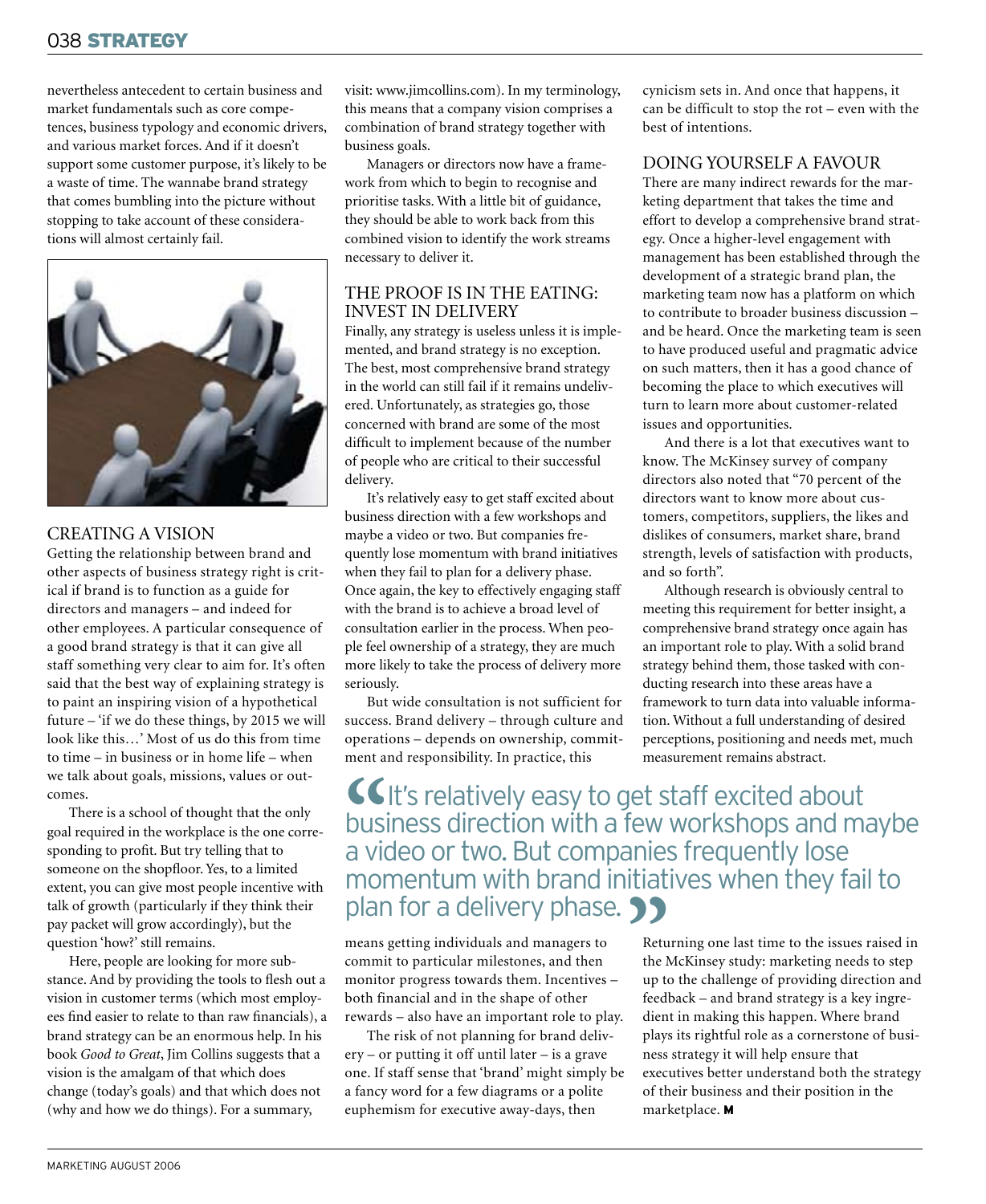nevertheless antecedent to certain business and market fundamentals such as core competences, business typology and economic drivers, and various market forces. And if it doesn't support some customer purpose, it's likely to be a waste of time. The wannabe brand strategy that comes bumbling into the picture without stopping to take account of these considerations will almost certainly fail.

## CREATING A VISION

Getting the relationship between brand and other aspects of business strategy right is critical if brand is to function as a guide for directors and managers – and indeed for other employees. A particular consequence of a good brand strategy is that it can give all staff something very clear to aim for. It's often said that the best way of explaining strategy is to paint an inspiring vision of a hypothetical future – 'if we do these things, by 2015 we will look like this…' Most of us do this from time to time – in business or in home life – when we talk about goals, missions, values or outcomes.

There is a school of thought that the only goal required in the workplace is the one corresponding to profit. But try telling that to someone on the shopfloor. Yes, to a limited extent, you can give most people incentive with talk of growth (particularly if they think their pay packet will grow accordingly), but the question 'how?' still remains.

Here, people are looking for more substance. And by providing the tools to flesh out a vision in customer terms (which most employees find easier to relate to than raw financials), a brand strategy can be an enormous help. In his book *Good to Great*, Jim Collins suggests that a vision is the amalgam of that which does change (today's goals) and that which does not (why and how we do things). For a summary, visit: www.jimcollins.com). In my terminology, this means that a company vision comprises a combination of brand strategy together with business goals.

Managers or directors now have a framework from which to begin to recognise and prioritise tasks. With a little bit of guidance, they should be able to work back from this combined vision to identify the work streams necessary to deliver it.

## THE PROOF IS IN THE EATING: INVEST IN DELIVERY

Finally, any strategy is useless unless it is implemented, and brand strategy is no exception. The best, most comprehensive brand strategy in the world can still fail if it remains undelivered. Unfortunately, as strategies go, those concerned with brand are some of the most difficult to implement because of the number of people who are critical to their successful delivery.

It's relatively easy to get staff excited about business direction with a few workshops and maybe a video or two. But companies frequently lose momentum with brand initiatives when they fail to plan for a delivery phase. Once again, the key to effectively engaging staff with the brand is to achieve a broad level of consultation earlier in the process. When people feel ownership of a strategy, they are much more likely to take the process of delivery more seriously.

But wide consultation is not sufficient for success. Brand delivery – through culture and operations – depends on ownership, commitment and responsibility. In practice, this means getting individuals and managers to commit to particular milestones, and then monitor progress towards them. Incentives – both financial and in the shape of other rewards – also have an important role to play.

The risk of not planning for brand delivery – or putting it off until later – is a grave one. If staff sense that 'brand' might simply be a fancy word for a few diagrams or a polite euphemism for executive away-days, then cynicism sets in. And once that happens, it can be difficult to stop the rot – even with the best of intentions.

> "It's relatively easy to get staff excited about business direction with a few workshops and maybe a video or two. But companies frequently lose momentum with brand initiatives when they fail to plan for a delivery phase."

## DOING YOURSELF A FAVOUR

There are many indirect rewards for the marketing department that takes the time and effort to develop a comprehensive brand strategy. Once a higher-level engagement with management has been established through the development of a strategic brand plan, the marketing team now has a platform on which to contribute to broader business discussion – and be heard. Once the marketing team is seen to have produced useful and pragmatic advice on such matters, then it has a good chance of becoming the place to which executives will turn to learn more about customer-related issues and opportunities.

And there is a lot that executives want to know. The McKinsey survey of company directors also noted that "70 percent of the directors want to know more about customers, competitors, suppliers, the likes and dislikes of consumers, market share, brand strength, levels of satisfaction with products, and so forth".

Although research is obviously central to meeting this requirement for better insight, a comprehensive brand strategy once again has an important role to play. With a solid brand strategy behind them, those tasked with conducting research into these areas have a framework to turn data into valuable information. Without a full understanding of desired perceptions, positioning and needs met, much measurement remains abstract.

Returning one last time to the issues raised in the McKinsey study: marketing needs to step up to the challenge of providing direction and feedback – and brand strategy is a key ingredient in making this happen. Where brand plays its rightful role as a cornerstone of business strategy it will help ensure that executives better understand both the strategy of their business and their position in the marketplace. **M**